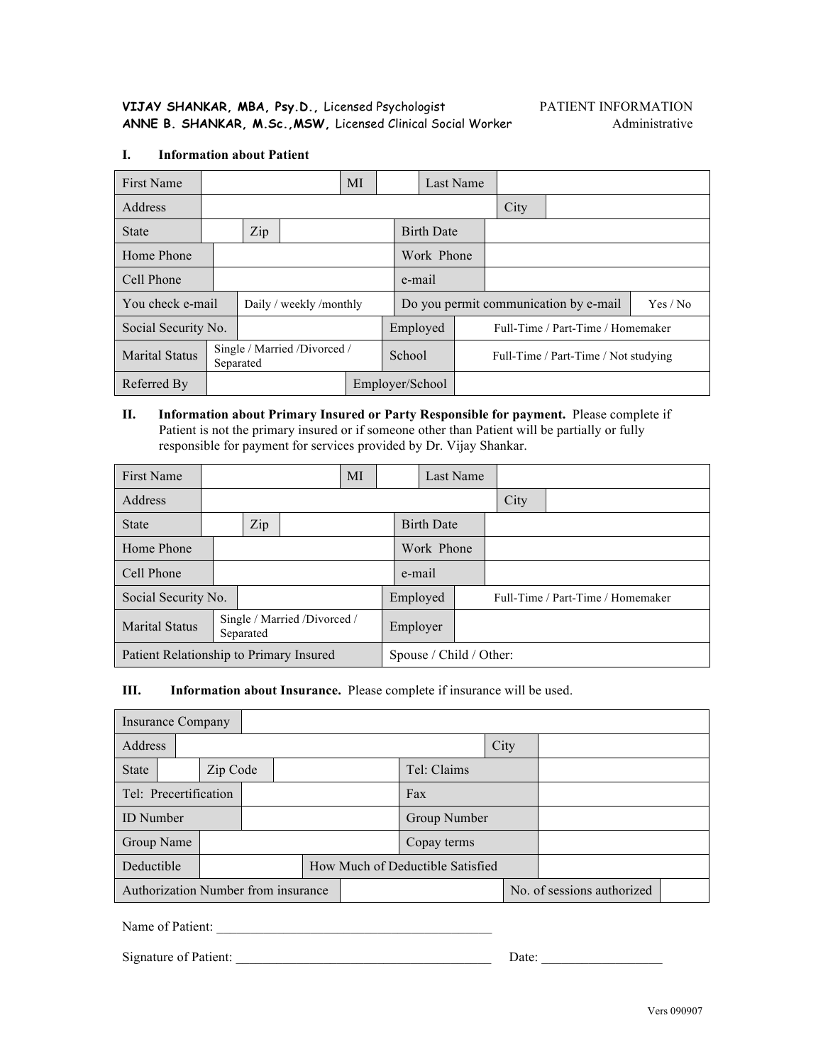**VIJAY SHANKAR, MBA, Psy.D.,** Licensed Psychologist

**ANNE B. SHANKAR, M.Sc.,MSW,** Licensed Clinical Social Worker

PATIENT INFORMATION
Administrative

### I. Information about Patient

| First Name | | MI | | Last Name | |
|---|---|---|---|---|---|
| Address | | | | City | |
| State | | Zip | | Birth Date | |
| Home Phone | | | | Work Phone | |
| Cell Phone | | | | e-mail | |
| You check e-mail | Daily / weekly /monthly | | | Do you permit communication by e-mail | Yes / No |
| Social Security No. | | | | Employed | Full-Time / Part-Time / Homemaker |
| Marital Status | Single / Married /Divorced / Separated | | | School | Full-Time / Part-Time / Not studying |
| Referred By | | | | Employer/School | |

### II. Information about Primary Insured or Party Responsible for payment.

Please complete if Patient is not the primary insured or if someone other than Patient will be partially or fully responsible for payment for services provided by Dr. Vijay Shankar.

| First Name | | MI | | Last Name | |
|---|---|---|---|---|---|
| Address | | | | City | |
| State | | Zip | | Birth Date | |
| Home Phone | | | | Work Phone | |
| Cell Phone | | | | e-mail | |
| Social Security No. | | | | Employed | Full-Time / Part-Time / Homemaker |
| Marital Status | Single / Married /Divorced / Separated | | | Employer | |
| Patient Relationship to Primary Insured | | | | Spouse / Child / Other: | |

### III. Information about Insurance.

Please complete if insurance will be used.

| Insurance Company | | | |
|---|---|---|---|
| Address | | City | |
| State | Zip Code | Tel: Claims | |
| Tel: Precertification | | Fax | |
| ID Number | | Group Number | |
| Group Name | | Copay terms | |
| Deductible | | How Much of Deductible Satisfied | |
| Authorization Number from insurance | | No. of sessions authorized | |

Name of Patient: ________________________________________

Signature of Patient: ______________________________________ Date: __________________

Vers 090907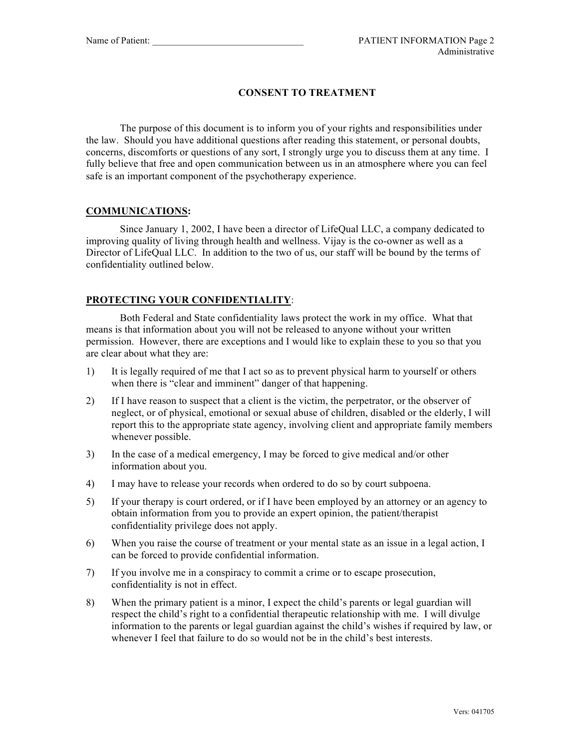## CONSENT TO TREATMENT

The purpose of this document is to inform you of your rights and responsibilities under the law. Should you have additional questions after reading this statement, or personal doubts, concerns, discomforts or questions of any sort, I strongly urge you to discuss them at any time. I fully believe that free and open communication between us in an atmosphere where you can feel safe is an important component of the psychotherapy experience.

### COMMUNICATIONS:

Since January 1, 2002, I have been a director of LifeQual LLC, a company dedicated to improving quality of living through health and wellness. Vijay is the co-owner as well as a Director of LifeQual LLC. In addition to the two of us, our staff will be bound by the terms of confidentiality outlined below.

### PROTECTING YOUR CONFIDENTIALITY:

Both Federal and State confidentiality laws protect the work in my office. What that means is that information about you will not be released to anyone without your written permission. However, there are exceptions and I would like to explain these to you so that you are clear about what they are:

1) It is legally required of me that I act so as to prevent physical harm to yourself or others when there is "clear and imminent" danger of that happening.
2) If I have reason to suspect that a client is the victim, the perpetrator, or the observer of neglect, or of physical, emotional or sexual abuse of children, disabled or the elderly, I will report this to the appropriate state agency, involving client and appropriate family members whenever possible.
3) In the case of a medical emergency, I may be forced to give medical and/or other information about you.
4) I may have to release your records when ordered to do so by court subpoena.
5) If your therapy is court ordered, or if I have been employed by an attorney or an agency to obtain information from you to provide an expert opinion, the patient/therapist confidentiality privilege does not apply.
6) When you raise the course of treatment or your mental state as an issue in a legal action, I can be forced to provide confidential information.
7) If you involve me in a conspiracy to commit a crime or to escape prosecution, confidentiality is not in effect.
8) When the primary patient is a minor, I expect the child's parents or legal guardian will respect the child's right to a confidential therapeutic relationship with me. I will divulge information to the parents or legal guardian against the child's wishes if required by law, or whenever I feel that failure to do so would not be in the child's best interests.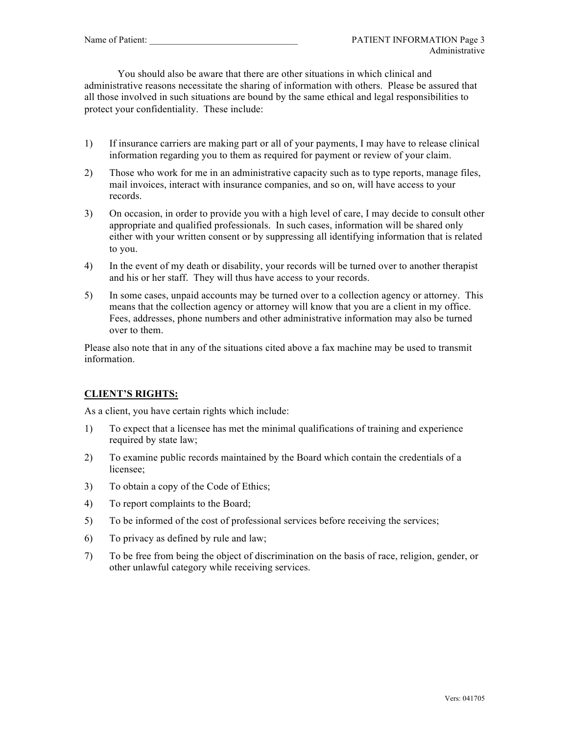You should also be aware that there are other situations in which clinical and administrative reasons necessitate the sharing of information with others. Please be assured that all those involved in such situations are bound by the same ethical and legal responsibilities to protect your confidentiality. These include:

1) If insurance carriers are making part or all of your payments, I may have to release clinical information regarding you to them as required for payment or review of your claim.
2) Those who work for me in an administrative capacity such as to type reports, manage files, mail invoices, interact with insurance companies, and so on, will have access to your records.
3) On occasion, in order to provide you with a high level of care, I may decide to consult other appropriate and qualified professionals. In such cases, information will be shared only either with your written consent or by suppressing all identifying information that is related to you.
4) In the event of my death or disability, your records will be turned over to another therapist and his or her staff. They will thus have access to your records.
5) In some cases, unpaid accounts may be turned over to a collection agency or attorney. This means that the collection agency or attorney will know that you are a client in my office. Fees, addresses, phone numbers and other administrative information may also be turned over to them.

Please also note that in any of the situations cited above a fax machine may be used to transmit information.

**CLIENT'S RIGHTS:**

As a client, you have certain rights which include:

1) To expect that a licensee has met the minimal qualifications of training and experience required by state law;
2) To examine public records maintained by the Board which contain the credentials of a licensee;
3) To obtain a copy of the Code of Ethics;
4) To report complaints to the Board;
5) To be informed of the cost of professional services before receiving the services;
6) To privacy as defined by rule and law;
7) To be free from being the object of discrimination on the basis of race, religion, gender, or other unlawful category while receiving services.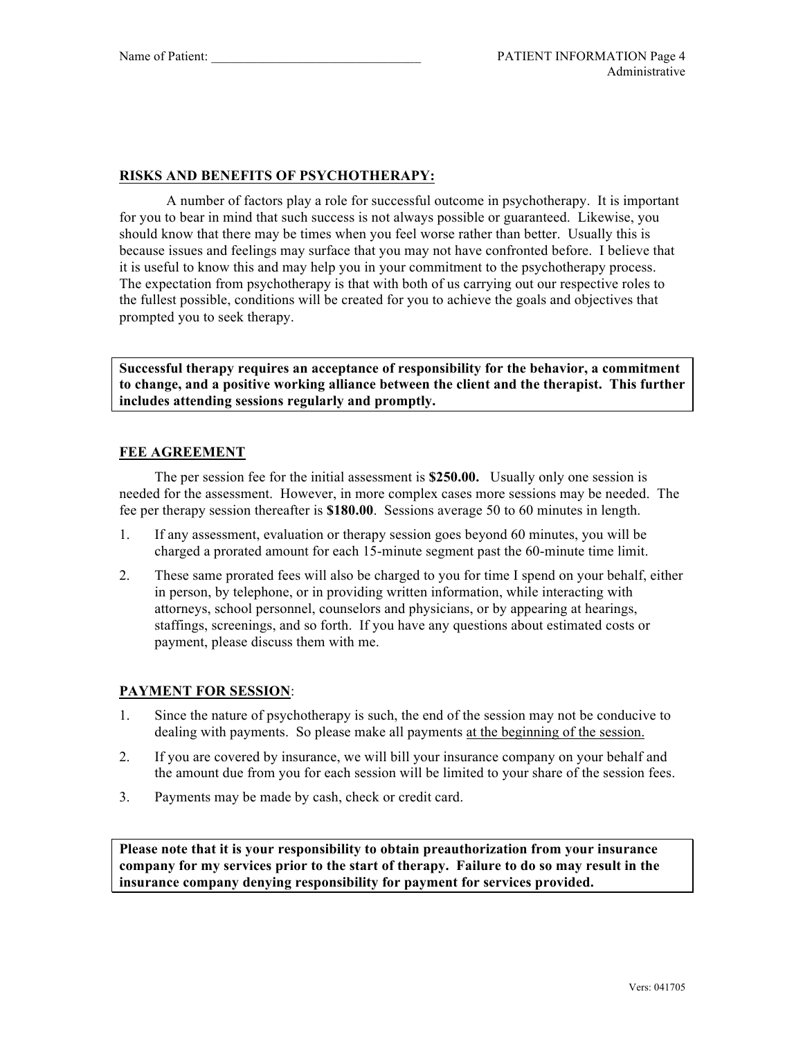## RISKS AND BENEFITS OF PSYCHOTHERAPY:

A number of factors play a role for successful outcome in psychotherapy. It is important for you to bear in mind that such success is not always possible or guaranteed. Likewise, you should know that there may be times when you feel worse rather than better. Usually this is because issues and feelings may surface that you may not have confronted before. I believe that it is useful to know this and may help you in your commitment to the psychotherapy process. The expectation from psychotherapy is that with both of us carrying out our respective roles to the fullest possible, conditions will be created for you to achieve the goals and objectives that prompted you to seek therapy.

**Successful therapy requires an acceptance of responsibility for the behavior, a commitment to change, and a positive working alliance between the client and the therapist. This further includes attending sessions regularly and promptly.**

## FEE AGREEMENT

The per session fee for the initial assessment is **$250.00.** Usually only one session is needed for the assessment. However, in more complex cases more sessions may be needed. The fee per therapy session thereafter is **$180.00**. Sessions average 50 to 60 minutes in length.

1. If any assessment, evaluation or therapy session goes beyond 60 minutes, you will be charged a prorated amount for each 15-minute segment past the 60-minute time limit.
2. These same prorated fees will also be charged to you for time I spend on your behalf, either in person, by telephone, or in providing written information, while interacting with attorneys, school personnel, counselors and physicians, or by appearing at hearings, staffings, screenings, and so forth. If you have any questions about estimated costs or payment, please discuss them with me.

## PAYMENT FOR SESSION:

1. Since the nature of psychotherapy is such, the end of the session may not be conducive to dealing with payments. So please make all payments at the beginning of the session.
2. If you are covered by insurance, we will bill your insurance company on your behalf and the amount due from you for each session will be limited to your share of the session fees.
3. Payments may be made by cash, check or credit card.

**Please note that it is your responsibility to obtain preauthorization from your insurance company for my services prior to the start of therapy. Failure to do so may result in the insurance company denying responsibility for payment for services provided.**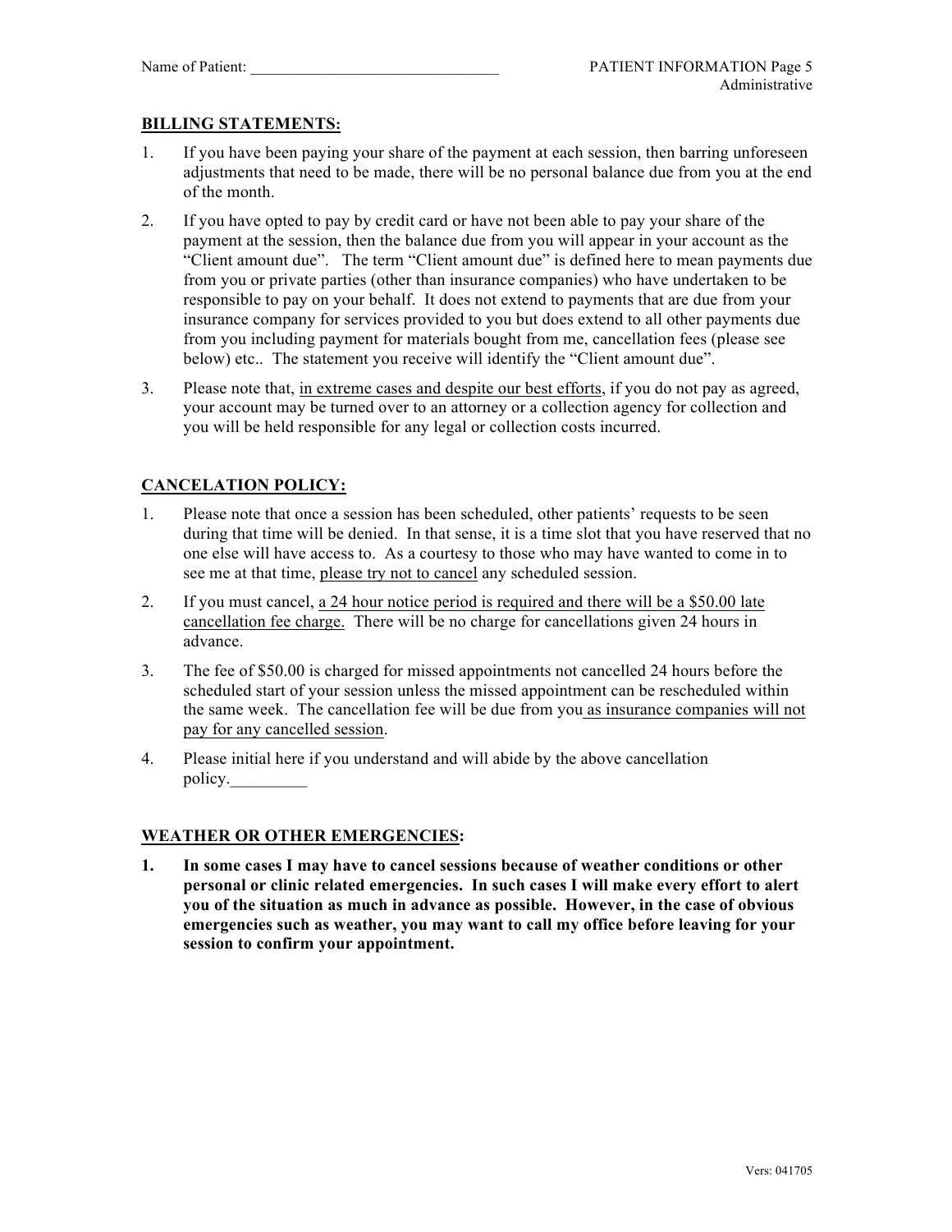Name of Patient: ________________________________

## BILLING STATEMENTS:

1. If you have been paying your share of the payment at each session, then barring unforeseen adjustments that need to be made, there will be no personal balance due from you at the end of the month.
2. If you have opted to pay by credit card or have not been able to pay your share of the payment at the session, then the balance due from you will appear in your account as the "Client amount due". The term "Client amount due" is defined here to mean payments due from you or private parties (other than insurance companies) who have undertaken to be responsible to pay on your behalf. It does not extend to payments that are due from your insurance company for services provided to you but does extend to all other payments due from you including payment for materials bought from me, cancellation fees (please see below) etc.. The statement you receive will identify the "Client amount due".
3. Please note that, <u>in extreme cases and despite our best efforts</u>, if you do not pay as agreed, your account may be turned over to an attorney or a collection agency for collection and you will be held responsible for any legal or collection costs incurred.

## CANCELATION POLICY:

1. Please note that once a session has been scheduled, other patients' requests to be seen during that time will be denied. In that sense, it is a time slot that you have reserved that no one else will have access to. As a courtesy to those who may have wanted to come in to see me at that time, <u>please try not to cancel</u> any scheduled session.
2. If you must cancel, <u>a 24 hour notice period is required and there will be a $50.00 late cancellation fee charge.</u> There will be no charge for cancellations given 24 hours in advance.
3. The fee of $50.00 is charged for missed appointments not cancelled 24 hours before the scheduled start of your session unless the missed appointment can be rescheduled within the same week. The cancellation fee will be due from you <u>as insurance companies will not pay for any cancelled session</u>.
4. Please initial here if you understand and will abide by the above cancellation policy._________

## WEATHER OR OTHER EMERGENCIES:

**1. In some cases I may have to cancel sessions because of weather conditions or other personal or clinic related emergencies. In such cases I will make every effort to alert you of the situation as much in advance as possible. However, in the case of obvious emergencies such as weather, you may want to call my office before leaving for your session to confirm your appointment.**

Vers: 041705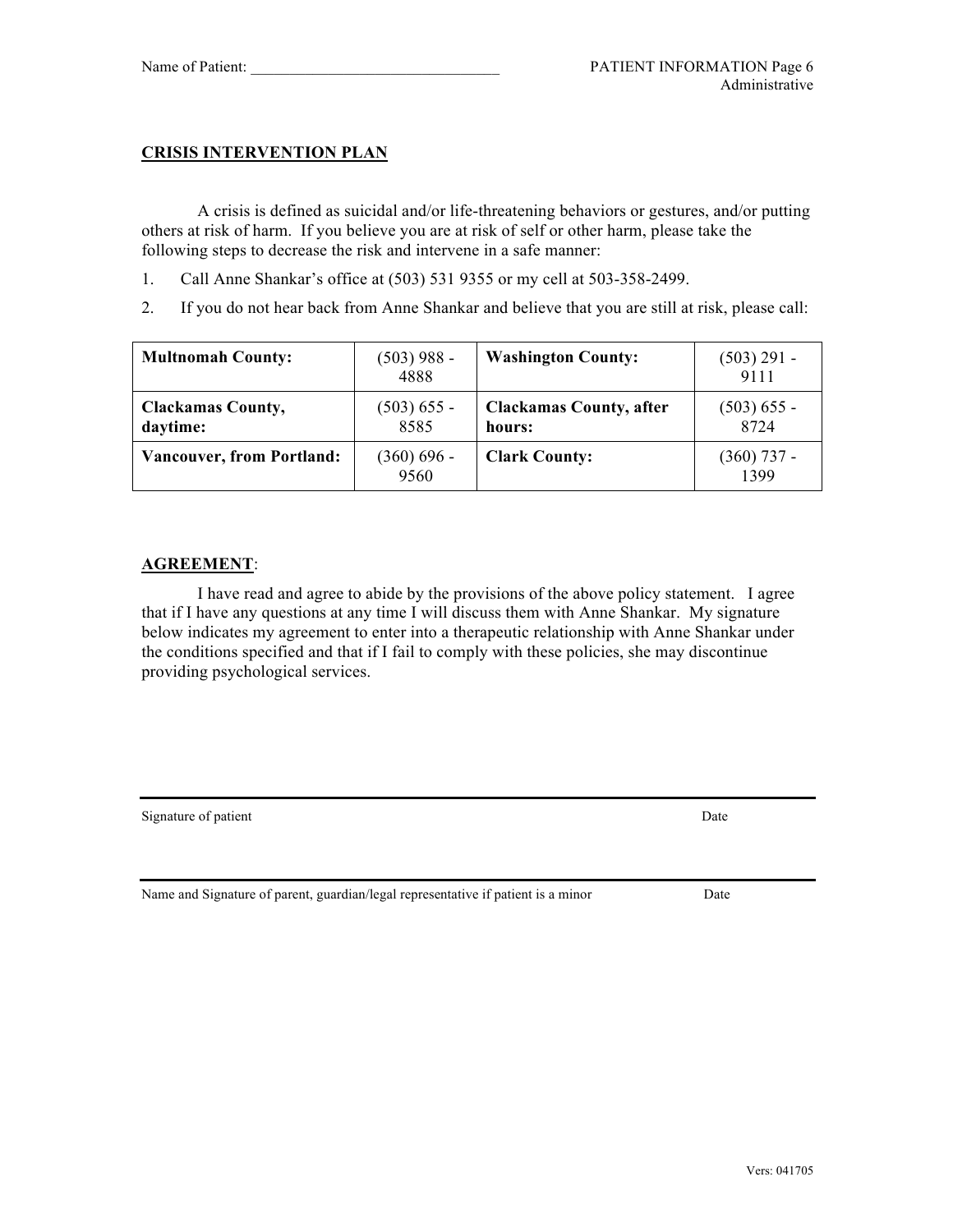Name of Patient: ________________________________

## CRISIS INTERVENTION PLAN

A crisis is defined as suicidal and/or life-threatening behaviors or gestures, and/or putting others at risk of harm. If you believe you are at risk of self or other harm, please take the following steps to decrease the risk and intervene in a safe manner:

1. Call Anne Shankar's office at (503) 531 9355 or my cell at 503-358-2499.
2. If you do not hear back from Anne Shankar and believe that you are still at risk, please call:

| **Multnomah County:** | (503) 988 - 4888 | **Washington County:** | (503) 291 - 9111 |
|---|---|---|---|
| **Clackamas County, daytime:** | (503) 655 - 8585 | **Clackamas County, after hours:** | (503) 655 - 8724 |
| **Vancouver, from Portland:** | (360) 696 - 9560 | **Clark County:** | (360) 737 - 1399 |

## AGREEMENT:

I have read and agree to abide by the provisions of the above policy statement. I agree that if I have any questions at any time I will discuss them with Anne Shankar. My signature below indicates my agreement to enter into a therapeutic relationship with Anne Shankar under the conditions specified and that if I fail to comply with these policies, she may discontinue providing psychological services.

_______________________________________________________________

Signature of patient Date

_______________________________________________________________

Name and Signature of parent, guardian/legal representative if patient is a minor Date

Vers: 041705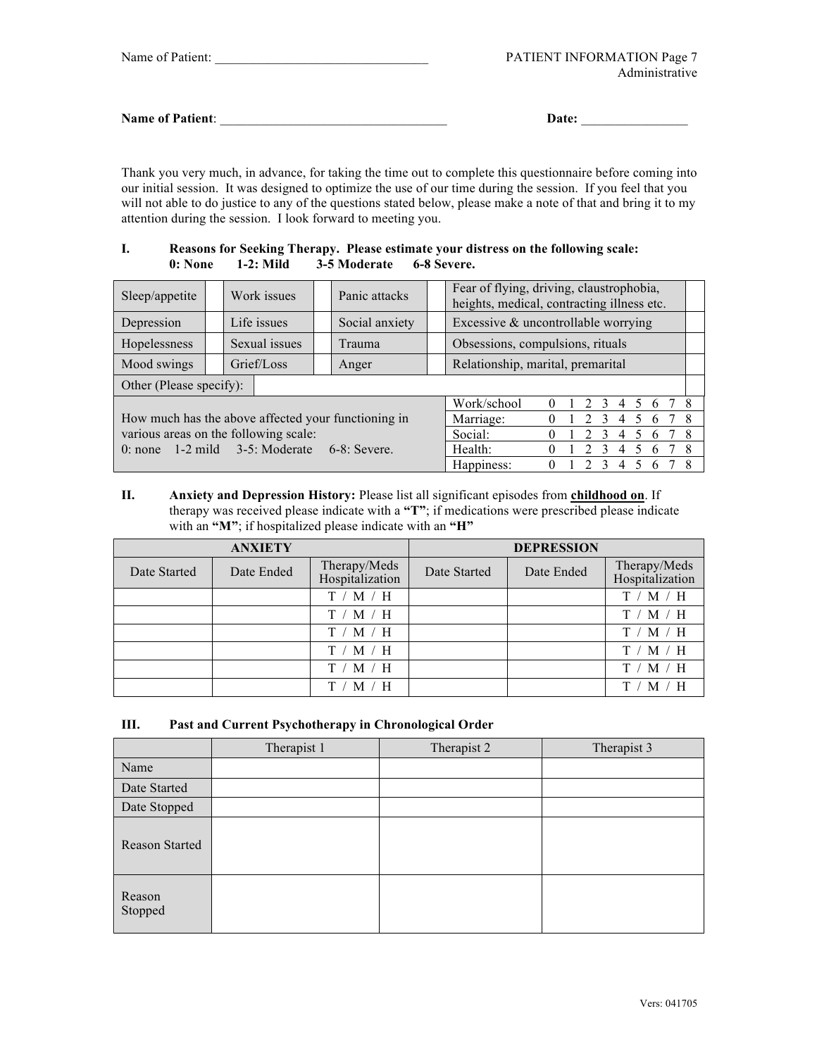**Name of Patient**: ___________________________________ **Date:** ________________

Thank you very much, in advance, for taking the time out to complete this questionnaire before coming into our initial session. It was designed to optimize the use of our time during the session. If you feel that you will not able to do justice to any of the questions stated below, please make a note of that and bring it to my attention during the session. I look forward to meeting you.

**I. Reasons for Seeking Therapy. Please estimate your distress on the following scale: 0: None 1-2: Mild 3-5 Moderate 6-8 Severe.**

| | | | | | | | |
|---|---|---|---|---|---|---|---|
| Sleep/appetite | | Work issues | | Panic attacks | | Fear of flying, driving, claustrophobia, heights, medical, contracting illness etc. | |
| Depression | | Life issues | | Social anxiety | | Excessive & uncontrollable worrying | |
| Hopelessness | | Sexual issues | | Trauma | | Obsessions, compulsions, rituals | |
| Mood swings | | Grief/Loss | | Anger | | Relationship, marital, premarital | |
| Other (Please specify): | | | | | | | |

| How much has the above affected your functioning in various areas on the following scale: 0: none 1-2 mild 3-5: Moderate 6-8: Severe. | | |
|---|---|---|
| | Work/school | 0 1 2 3 4 5 6 7 8 |
| | Marriage: | 0 1 2 3 4 5 6 7 8 |
| | Social: | 0 1 2 3 4 5 6 7 8 |
| | Health: | 0 1 2 3 4 5 6 7 8 |
| | Happiness: | 0 1 2 3 4 5 6 7 8 |

**II. Anxiety and Depression History:** Please list all significant episodes from **childhood on**. If therapy was received please indicate with a **"T"**; if medications were prescribed please indicate with an **"M"**; if hospitalized please indicate with an **"H"**

| **ANXIETY** | | | **DEPRESSION** | | |
|---|---|---|---|---|---|
| Date Started | Date Ended | Therapy/Meds Hospitalization | Date Started | Date Ended | Therapy/Meds Hospitalization |
| | | T / M / H | | | T / M / H |
| | | T / M / H | | | T / M / H |
| | | T / M / H | | | T / M / H |
| | | T / M / H | | | T / M / H |
| | | T / M / H | | | T / M / H |
| | | T / M / H | | | T / M / H |

**III. Past and Current Psychotherapy in Chronological Order**

| | Therapist 1 | Therapist 2 | Therapist 3 |
|---|---|---|---|
| Name | | | |
| Date Started | | | |
| Date Stopped | | | |
| Reason Started | | | |
| Reason Stopped | | | |

Vers: 041705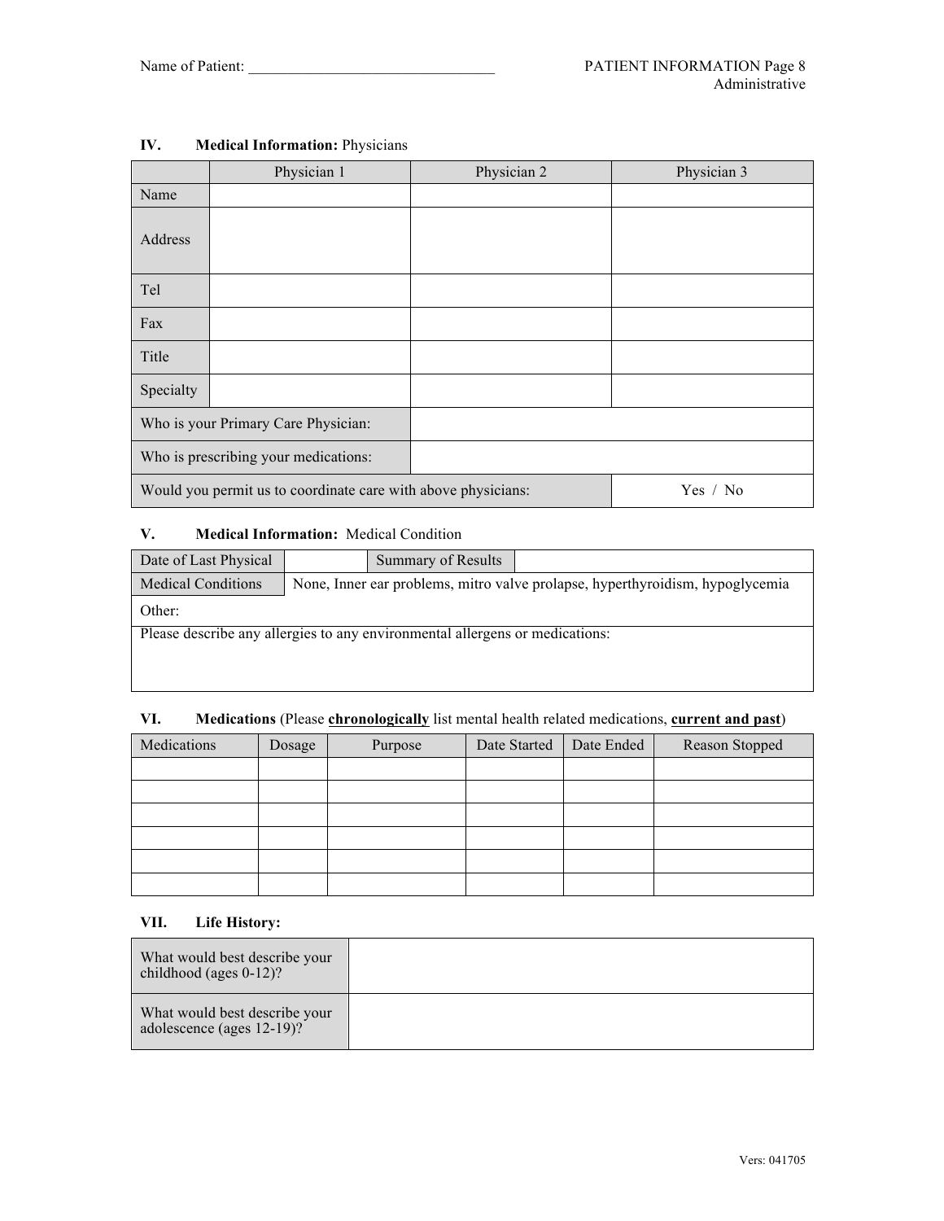Name of Patient: ________________________________

PATIENT INFORMATION Page 8
Administrative

### IV. Medical Information: Physicians

| | Physician 1 | Physician 2 | Physician 3 |
|---|---|---|---|
| Name | | | |
| Address | | | |
| Tel | | | |
| Fax | | | |
| Title | | | |
| Specialty | | | |
| Who is your Primary Care Physician: | | | |
| Who is prescribing your medications: | | | |
| Would you permit us to coordinate care with above physicians: | | | Yes / No |

### V. Medical Information: Medical Condition

| Date of Last Physical | | Summary of Results | |
|---|---|---|---|
| Medical Conditions | None, Inner ear problems, mitro valve prolapse, hyperthyroidism, hypoglycemia | | |
| Other: | | | |
| Please describe any allergies to any environmental allergens or medications: | | | |

### VI. Medications (Please **chronologically** list mental health related medications, **current and past**)

| Medications | Dosage | Purpose | Date Started | Date Ended | Reason Stopped |
|---|---|---|---|---|---|
| | | | | | |
| | | | | | |
| | | | | | |
| | | | | | |
| | | | | | |
| | | | | | |

### VII. Life History:

| | |
|---|---|
| What would best describe your childhood (ages 0-12)? | |
| What would best describe your adolescence (ages 12-19)? | |

Vers: 041705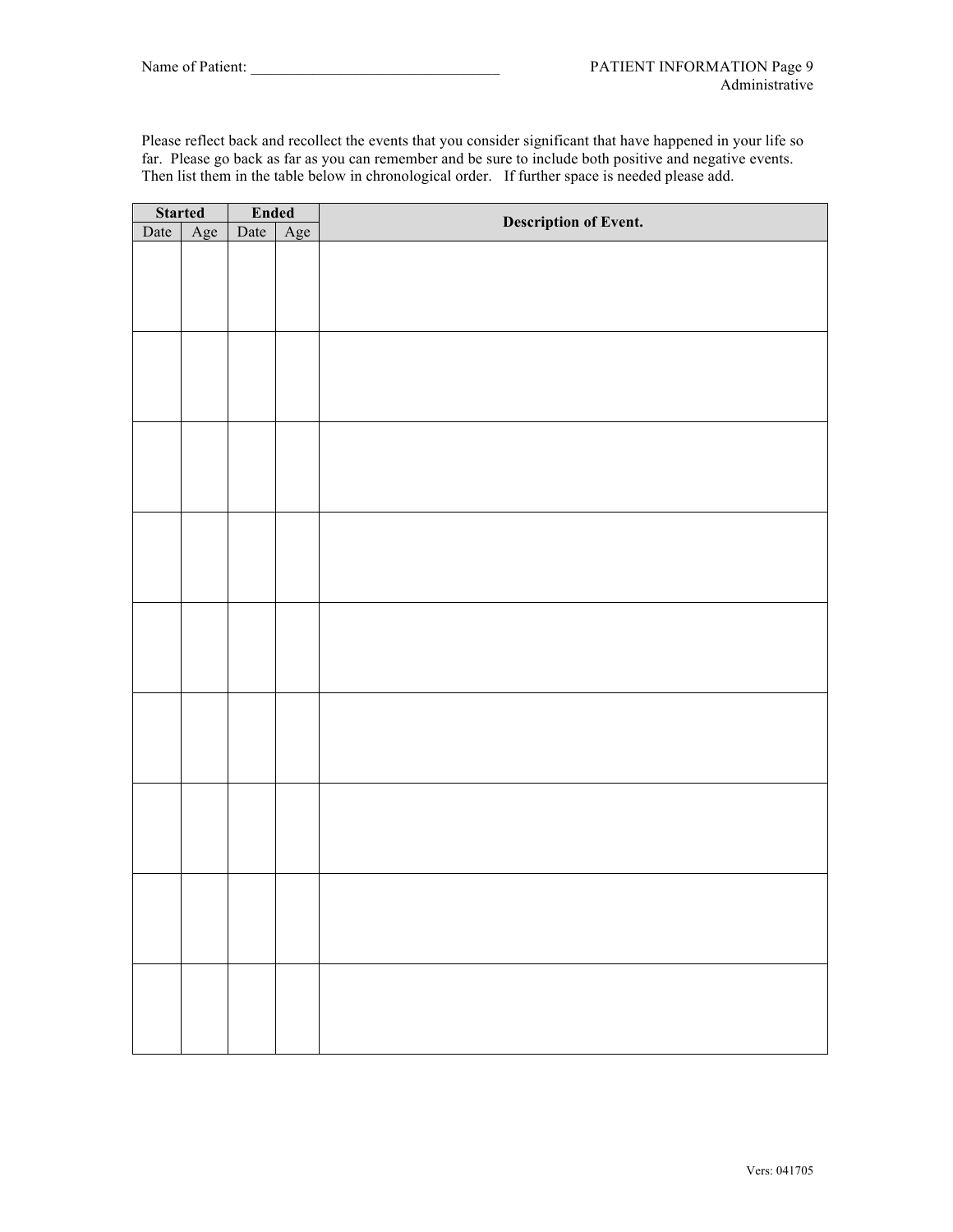Name of Patient: ________________________________

PATIENT INFORMATION Page 9
Administrative

Please reflect back and recollect the events that you consider significant that have happened in your life so far. Please go back as far as you can remember and be sure to include both positive and negative events. Then list them in the table below in chronological order. If further space is needed please add.

| Started | | Ended | | Description of Event. |
|---|---|---|---|---|
| Date | Age | Date | Age | |
| | | | | |
| | | | | |
| | | | | |
| | | | | |
| | | | | |
| | | | | |
| | | | | |
| | | | | |
| | | | | |

Vers: 041705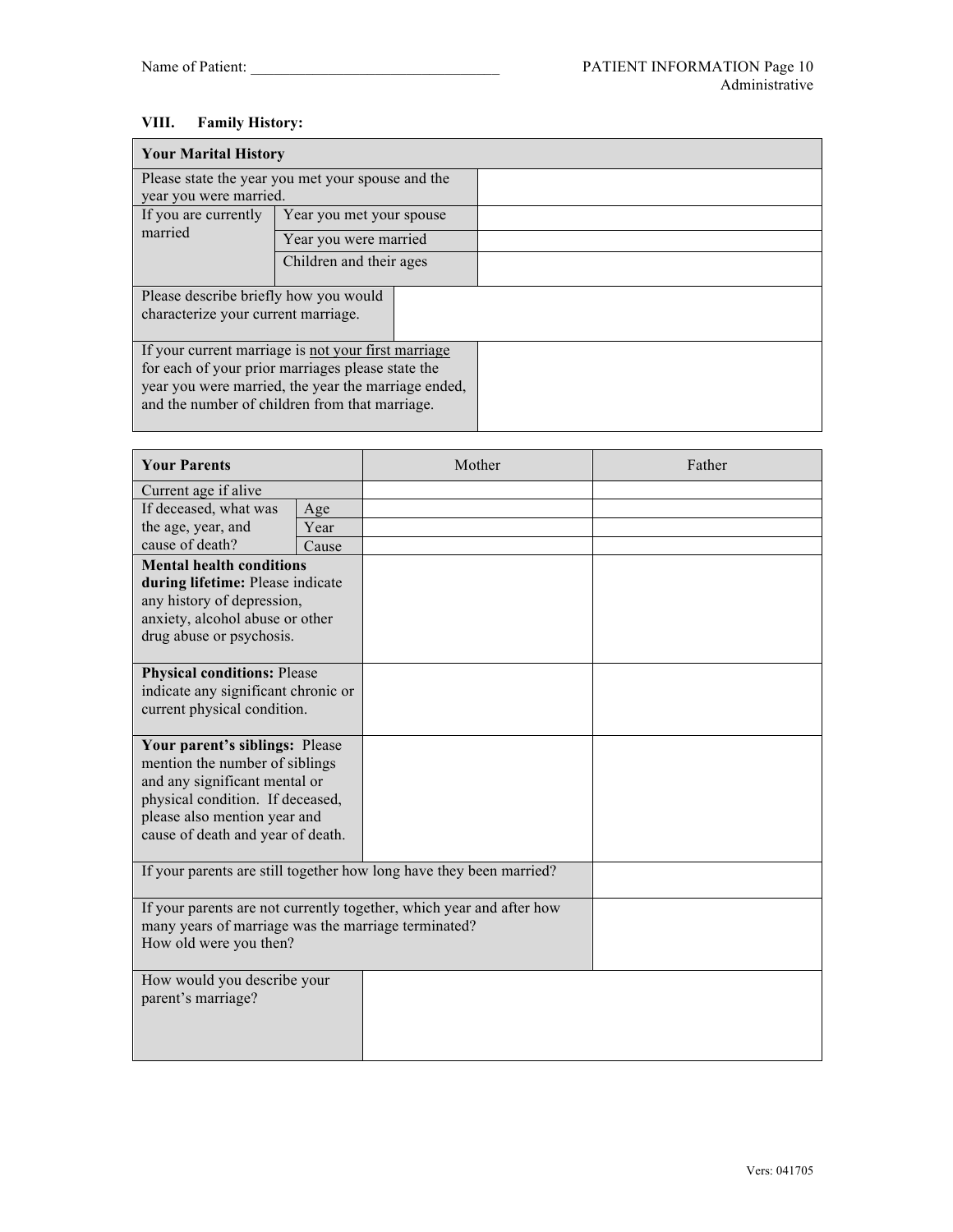Name of Patient: ________________________________

## VIII. Family History:

| Your Marital History | | |
|---|---|---|
| Please state the year you met your spouse and the year you were married. | | |
| If you are currently married | Year you met your spouse | |
| | Year you were married | |
| | Children and their ages | |
| Please describe briefly how you would characterize your current marriage. | | |
| If your current marriage is <u>not your first marriage</u> for each of your prior marriages please state the year you were married, the year the marriage ended, and the number of children from that marriage. | | |

| Your Parents | | Mother | Father |
|---|---|---|---|
| Current age if alive | | | |
| If deceased, what was the age, year, and cause of death? | Age | | |
| | Year | | |
| | Cause | | |
| **Mental health conditions during lifetime:** Please indicate any history of depression, anxiety, alcohol abuse or other drug abuse or psychosis. | | | |
| **Physical conditions:** Please indicate any significant chronic or current physical condition. | | | |
| **Your parent's siblings:** Please mention the number of siblings and any significant mental or physical condition. If deceased, please also mention year and cause of death and year of death. | | | |
| If your parents are still together how long have they been married? | | | |
| If your parents are not currently together, which year and after how many years of marriage was the marriage terminated? How old were you then? | | | |
| How would you describe your parent's marriage? | | | |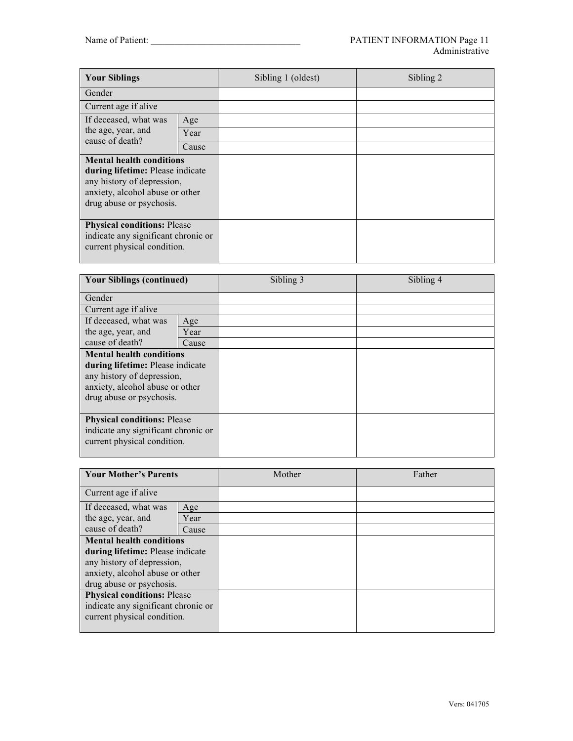Name of Patient: _______________________________

| Your Siblings | | Sibling 1 (oldest) | Sibling 2 |
|---|---|---|---|
| Gender | | | |
| Current age if alive | | | |
| If deceased, what was the age, year, and cause of death? | Age | | |
| | Year | | |
| | Cause | | |
| **Mental health conditions during lifetime:** Please indicate any history of depression, anxiety, alcohol abuse or other drug abuse or psychosis. | | | |
| **Physical conditions:** Please indicate any significant chronic or current physical condition. | | | |

| Your Siblings (continued) | | Sibling 3 | Sibling 4 |
|---|---|---|---|
| Gender | | | |
| Current age if alive | | | |
| If deceased, what was the age, year, and cause of death? | Age | | |
| | Year | | |
| | Cause | | |
| **Mental health conditions during lifetime:** Please indicate any history of depression, anxiety, alcohol abuse or other drug abuse or psychosis. | | | |
| **Physical conditions:** Please indicate any significant chronic or current physical condition. | | | |

| Your Mother's Parents | | Mother | Father |
|---|---|---|---|
| Current age if alive | | | |
| If deceased, what was the age, year, and cause of death? | Age | | |
| | Year | | |
| | Cause | | |
| **Mental health conditions during lifetime:** Please indicate any history of depression, anxiety, alcohol abuse or other drug abuse or psychosis. | | | |
| **Physical conditions:** Please indicate any significant chronic or current physical condition. | | | |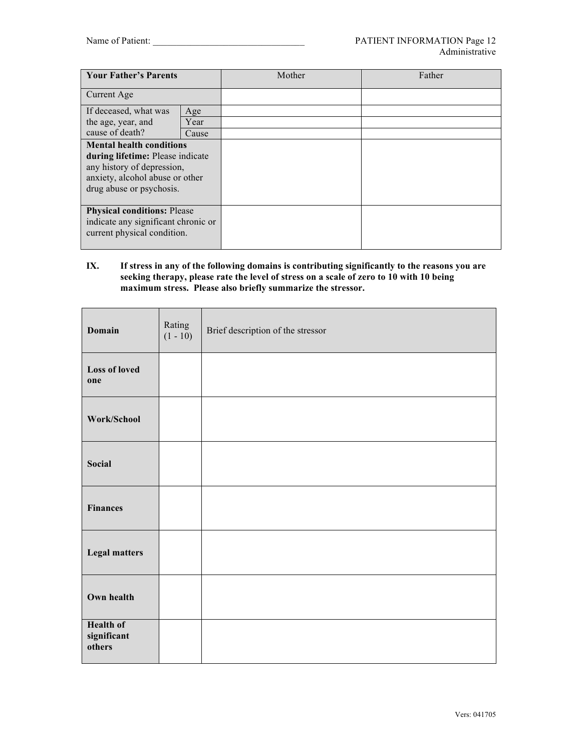Name of Patient: _______________________________

| Your Father's Parents | | Mother | Father |
|---|---|---|---|
| Current Age | | | |
| If deceased, what was the age, year, and cause of death? | Age | | |
| | Year | | |
| | Cause | | |
| **Mental health conditions during lifetime:** Please indicate any history of depression, anxiety, alcohol abuse or other drug abuse or psychosis. | | | |
| **Physical conditions:** Please indicate any significant chronic or current physical condition. | | | |

**IX. If stress in any of the following domains is contributing significantly to the reasons you are seeking therapy, please rate the level of stress on a scale of zero to 10 with 10 being maximum stress. Please also briefly summarize the stressor.**

| Domain | Rating (1 - 10) | Brief description of the stressor |
|---|---|---|
| **Loss of loved one** | | |
| **Work/School** | | |
| **Social** | | |
| **Finances** | | |
| **Legal matters** | | |
| **Own health** | | |
| **Health of significant others** | | |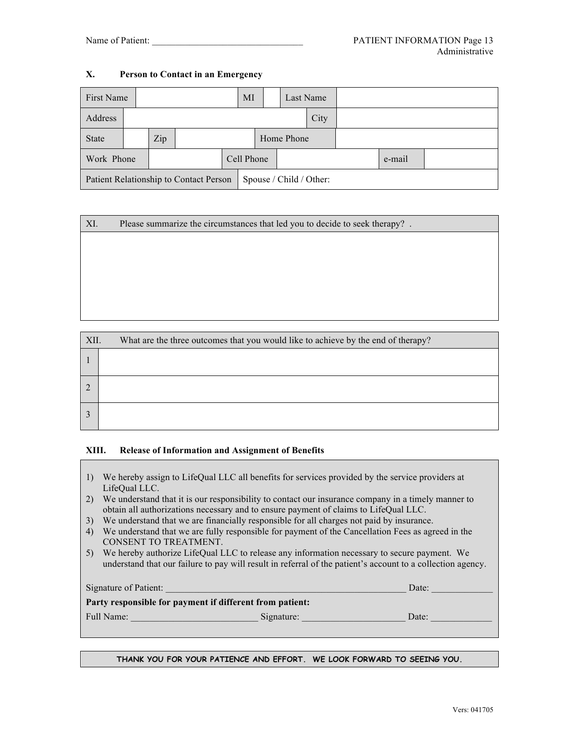Name of Patient: ________________________________

## X. Person to Contact in an Emergency

| First Name | | MI | | Last Name | |
|---|---|---|---|---|---|
| Address | | | | City | |
| State | | Zip | | Home Phone | |
| Work Phone | | Cell Phone | | e-mail | |
| Patient Relationship to Contact Person | Spouse / Child / Other: | | | | |

| XI. Please summarize the circumstances that led you to decide to seek therapy? . |
|---|
| |

| XII. | What are the three outcomes that you would like to achieve by the end of therapy? |
|---|---|
| 1 | |
| 2 | |
| 3 | |

## XIII. Release of Information and Assignment of Benefits

1) We hereby assign to LifeQual LLC all benefits for services provided by the service providers at LifeQual LLC.
2) We understand that it is our responsibility to contact our insurance company in a timely manner to obtain all authorizations necessary and to ensure payment of claims to LifeQual LLC.
3) We understand that we are financially responsible for all charges not paid by insurance.
4) We understand that we are fully responsible for payment of the Cancellation Fees as agreed in the CONSENT TO TREATMENT.
5) We hereby authorize LifeQual LLC to release any information necessary to secure payment. We understand that our failure to pay will result in referral of the patient's account to a collection agency.

Signature of Patient: ________________________________________________ Date: _____________

**Party responsible for payment if different from patient:**

Full Name: ___________________________ Signature: ______________________ Date: _____________

**THANK YOU FOR YOUR PATIENCE AND EFFORT. WE LOOK FORWARD TO SEEING YOU.**

Vers: 041705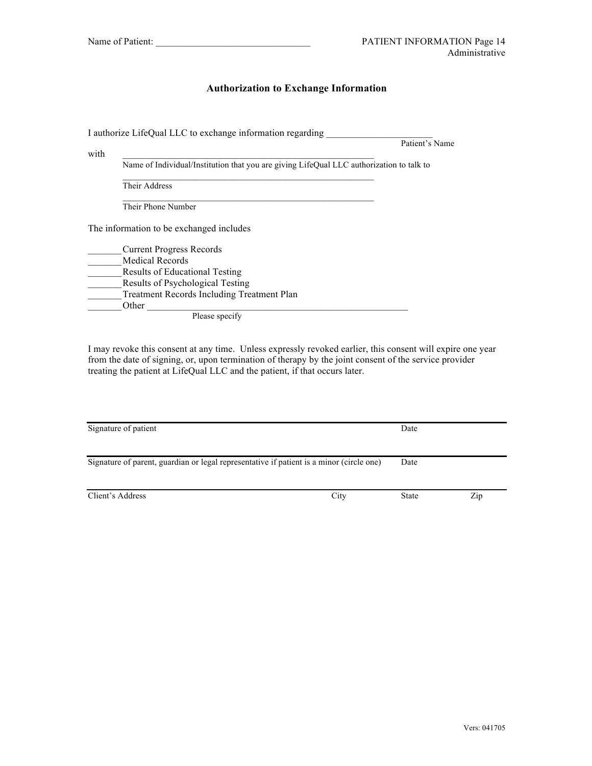Name of Patient: ________________________________

## Authorization to Exchange Information

I authorize LifeQual LLC to exchange information regarding _______________________
Patient's Name

with ________________________________________________________
Name of Individual/Institution that you are giving LifeQual LLC authorization to talk to

________________________________________________________
Their Address

________________________________________________________
Their Phone Number

The information to be exchanged includes

_______Current Progress Records
_______Medical Records
_______Results of Educational Testing
_______Results of Psychological Testing
_______Treatment Records Including Treatment Plan
_______Other __________________________________________________________
Please specify

I may revoke this consent at any time. Unless expressly revoked earlier, this consent will expire one year from the date of signing, or, upon termination of therapy by the joint consent of the service provider treating the patient at LifeQual LLC and the patient, if that occurs later.

| | |
|---|---|
| Signature of patient | Date |
| Signature of parent, guardian or legal representative if patient is a minor (circle one) | Date |

| | | | |
|---|---|---|---|
| Client's Address | City | State | Zip |

Vers: 041705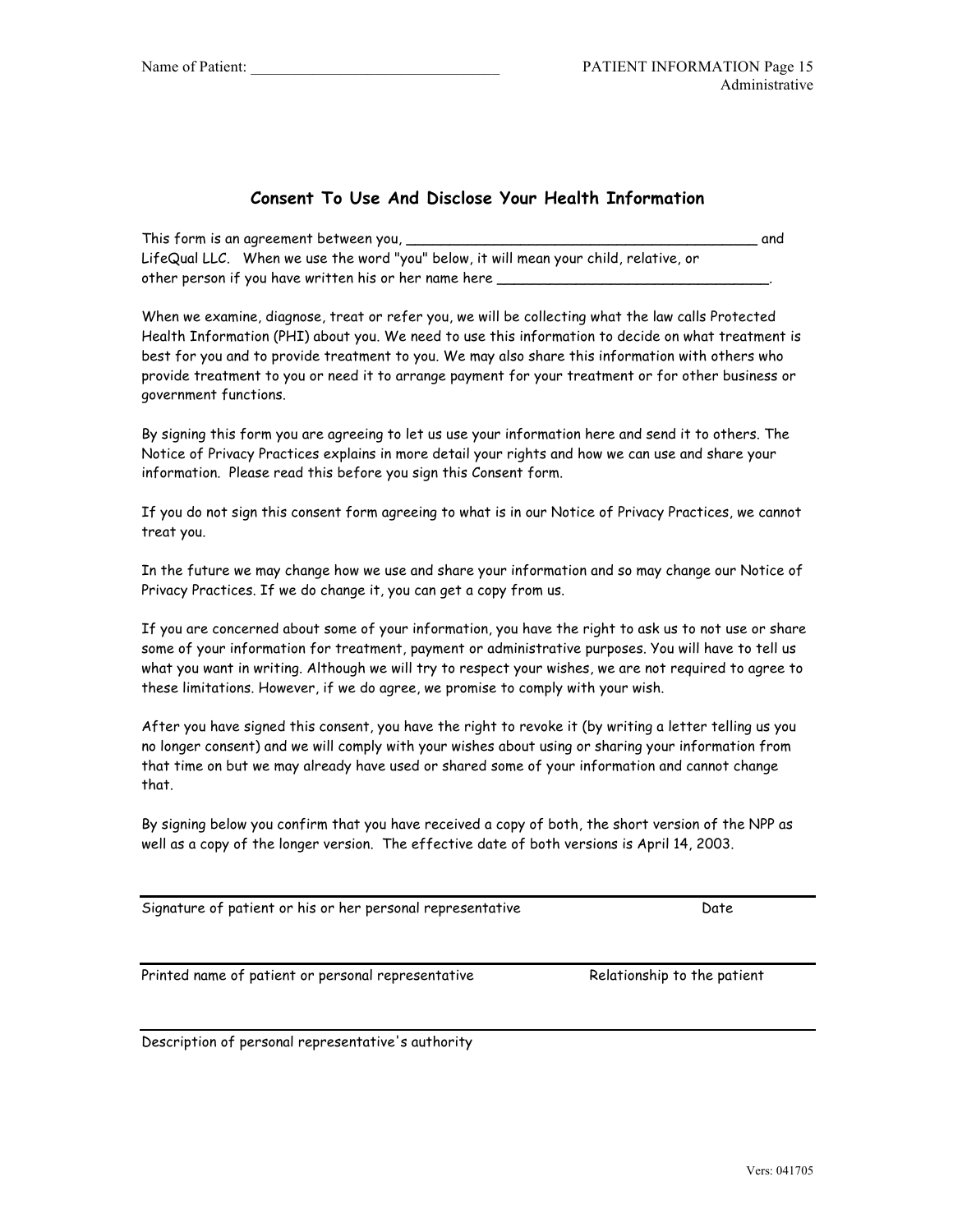Name of Patient: ________________________________

PATIENT INFORMATION Page 15
Administrative

## Consent To Use And Disclose Your Health Information

This form is an agreement between you, __________________________________________ and LifeQual LLC. When we use the word "you" below, it will mean your child, relative, or other person if you have written his or her name here ________________________________.

When we examine, diagnose, treat or refer you, we will be collecting what the law calls Protected Health Information (PHI) about you. We need to use this information to decide on what treatment is best for you and to provide treatment to you. We may also share this information with others who provide treatment to you or need it to arrange payment for your treatment or for other business or government functions.

By signing this form you are agreeing to let us use your information here and send it to others. The Notice of Privacy Practices explains in more detail your rights and how we can use and share your information. Please read this before you sign this Consent form.

If you do not sign this consent form agreeing to what is in our Notice of Privacy Practices, we cannot treat you.

In the future we may change how we use and share your information and so may change our Notice of Privacy Practices. If we do change it, you can get a copy from us.

If you are concerned about some of your information, you have the right to ask us to not use or share some of your information for treatment, payment or administrative purposes. You will have to tell us what you want in writing. Although we will try to respect your wishes, we are not required to agree to these limitations. However, if we do agree, we promise to comply with your wish.

After you have signed this consent, you have the right to revoke it (by writing a letter telling us you no longer consent) and we will comply with your wishes about using or sharing your information from that time on but we may already have used or shared some of your information and cannot change that.

By signing below you confirm that you have received a copy of both, the short version of the NPP as well as a copy of the longer version. The effective date of both versions is April 14, 2003.

________________________________________________________________________

Signature of patient or his or her personal representative | Date

________________________________________________________________________

Printed name of patient or personal representative | Relationship to the patient

________________________________________________________________________

Description of personal representative's authority

Vers: 041705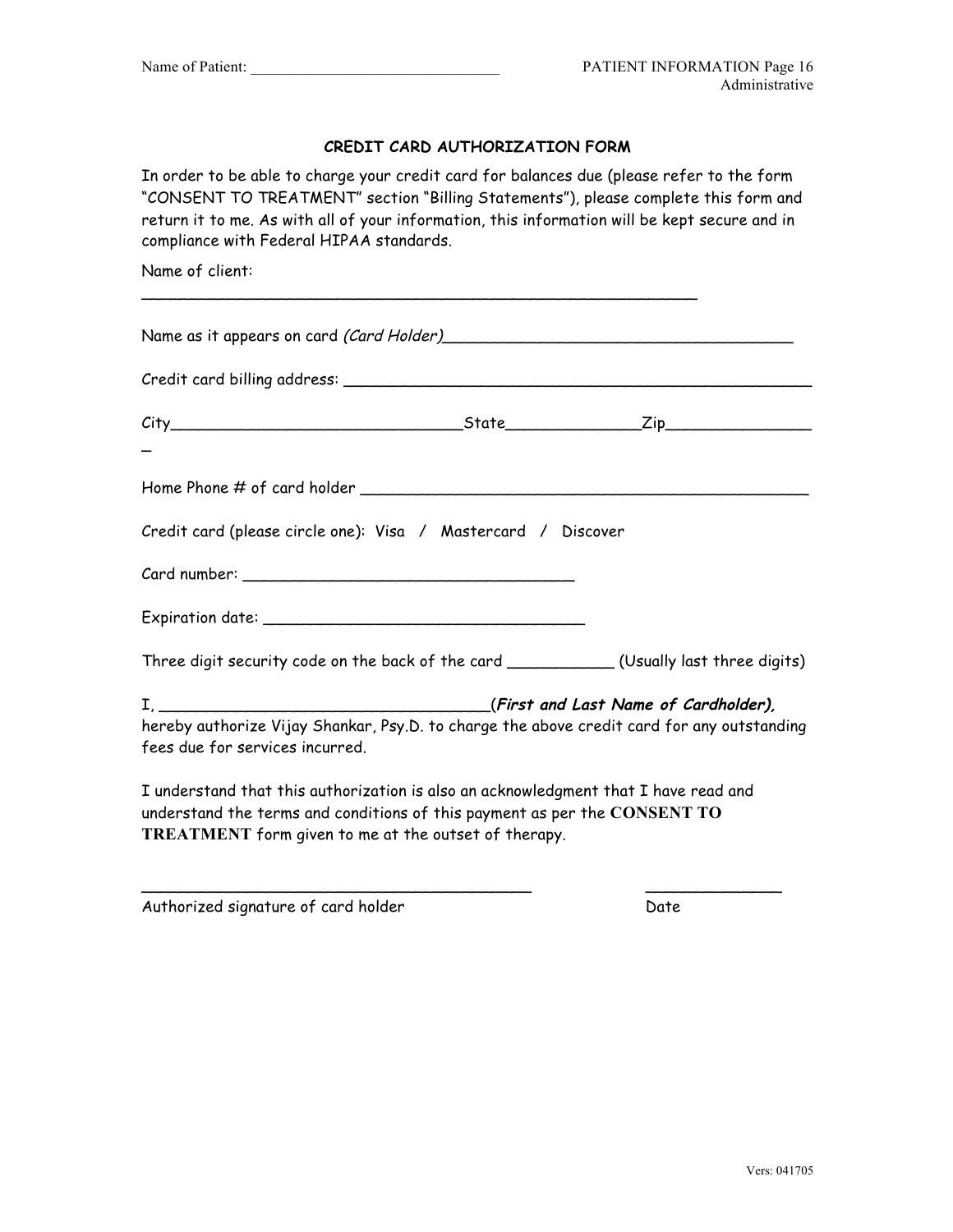Name of Patient: _______________________________

## CREDIT CARD AUTHORIZATION FORM

In order to be able to charge your credit card for balances due (please refer to the form "CONSENT TO TREATMENT" section "Billing Statements"), please complete this form and return it to me. As with all of your information, this information will be kept secure and in compliance with Federal HIPAA standards.

Name of client:

_____________________________________________________________

Name as it appears on card *(Card Holder)*_____________________________________

Credit card billing address: ___________________________________________________

City______________________________State______________Zip_______________

_

Home Phone # of card holder _________________________________________________

Credit card (please circle one): Visa / Mastercard / Discover

Card number: ___________________________________

Expiration date: ___________________________________

Three digit security code on the back of the card ___________ (Usually last three digits)

I, __________________________________(***First and Last Name of Cardholder),***
hereby authorize Vijay Shankar, Psy.D. to charge the above credit card for any outstanding fees due for services incurred.

I understand that this authorization is also an acknowledgment that I have read and understand the terms and conditions of this payment as per the **CONSENT TO TREATMENT** form given to me at the outset of therapy.

___________________________________________ ______________
Authorized signature of card holder Date

Vers: 041705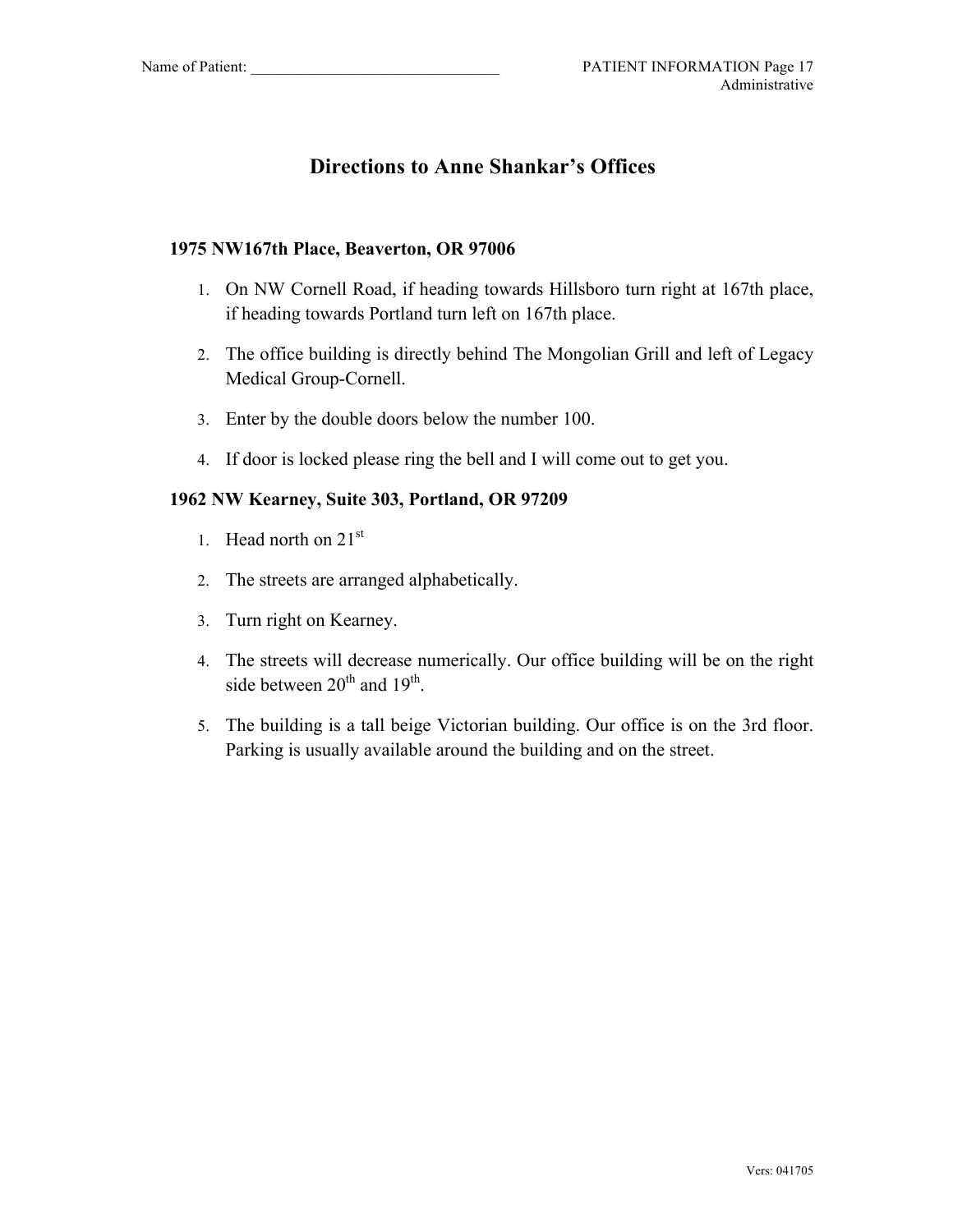# Directions to Anne Shankar's Offices

**1975 NW167th Place, Beaverton, OR 97006**

1. On NW Cornell Road, if heading towards Hillsboro turn right at 167th place, if heading towards Portland turn left on 167th place.
2. The office building is directly behind The Mongolian Grill and left of Legacy Medical Group-Cornell.
3. Enter by the double doors below the number 100.
4. If door is locked please ring the bell and I will come out to get you.

**1962 NW Kearney, Suite 303, Portland, OR 97209**

1. Head north on 21st
2. The streets are arranged alphabetically.
3. Turn right on Kearney.
4. The streets will decrease numerically. Our office building will be on the right side between 20th and 19th.
5. The building is a tall beige Victorian building. Our office is on the 3rd floor. Parking is usually available around the building and on the street.